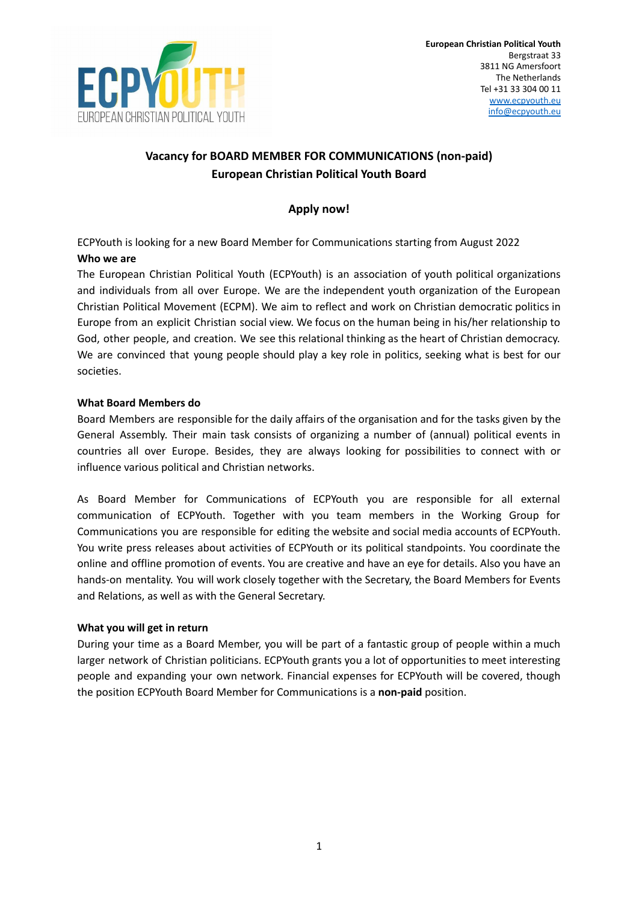**European Christian Political Youth**
Bergstraat 33
3811 NG Amersfoort
The Netherlands
Tel +31 33 304 00 11
www.ecpyouth.eu
info@ecpyouth.eu

## Vacancy for BOARD MEMBER FOR COMMUNICATIONS (non-paid)
## European Christian Political Youth Board

### Apply now!

ECPYouth is looking for a new Board Member for Communications starting from August 2022

**Who we are**

The European Christian Political Youth (ECPYouth) is an association of youth political organizations and individuals from all over Europe. We are the independent youth organization of the European Christian Political Movement (ECPM). We aim to reflect and work on Christian democratic politics in Europe from an explicit Christian social view. We focus on the human being in his/her relationship to God, other people, and creation. We see this relational thinking as the heart of Christian democracy. We are convinced that young people should play a key role in politics, seeking what is best for our societies.

**What Board Members do**

Board Members are responsible for the daily affairs of the organisation and for the tasks given by the General Assembly. Their main task consists of organizing a number of (annual) political events in countries all over Europe. Besides, they are always looking for possibilities to connect with or influence various political and Christian networks.

As Board Member for Communications of ECPYouth you are responsible for all external communication of ECPYouth. Together with you team members in the Working Group for Communications you are responsible for editing the website and social media accounts of ECPYouth. You write press releases about activities of ECPYouth or its political standpoints. You coordinate the online and offline promotion of events. You are creative and have an eye for details. Also you have an hands-on mentality. You will work closely together with the Secretary, the Board Members for Events and Relations, as well as with the General Secretary.

**What you will get in return**

During your time as a Board Member, you will be part of a fantastic group of people within a much larger network of Christian politicians. ECPYouth grants you a lot of opportunities to meet interesting people and expanding your own network. Financial expenses for ECPYouth will be covered, though the position ECPYouth Board Member for Communications is a **non-paid** position.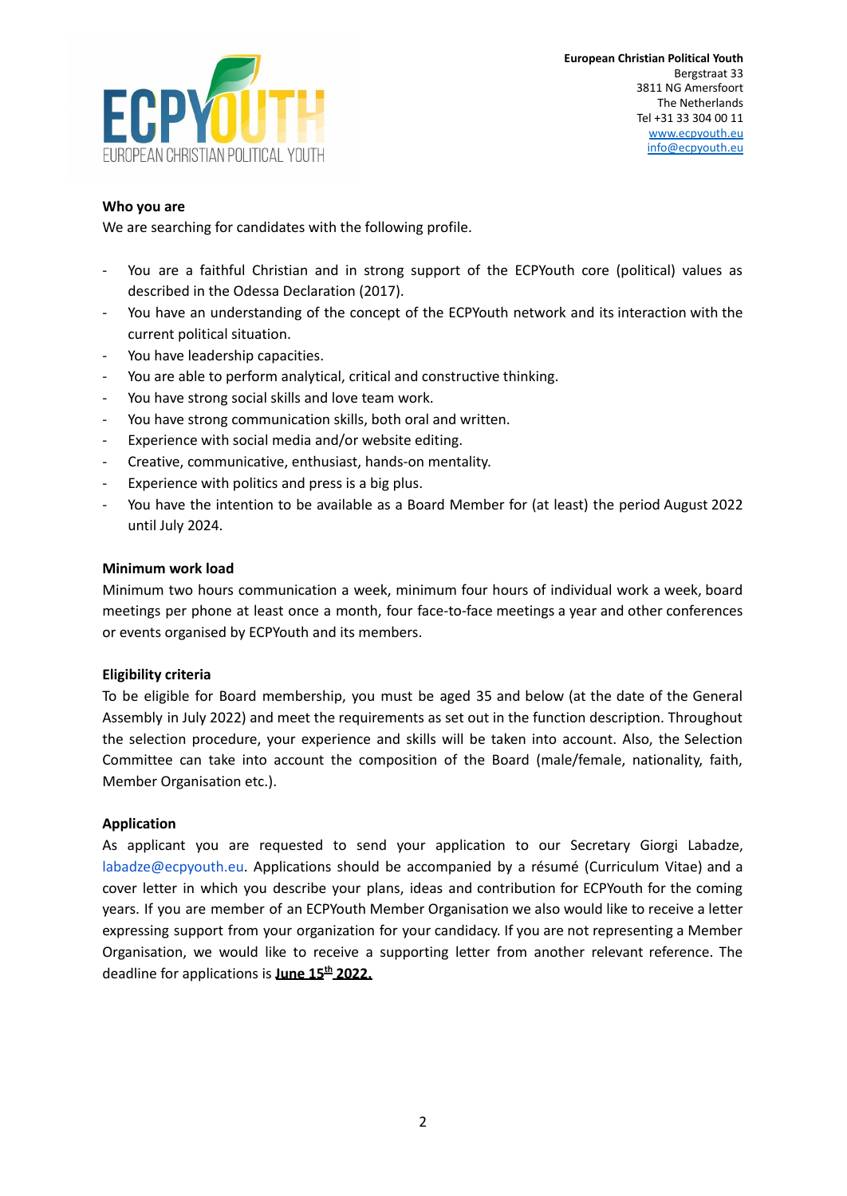**Who you are**

We are searching for candidates with the following profile.

- You are a faithful Christian and in strong support of the ECPYouth core (political) values as described in the Odessa Declaration (2017).
- You have an understanding of the concept of the ECPYouth network and its interaction with the current political situation.
- You have leadership capacities.
- You are able to perform analytical, critical and constructive thinking.
- You have strong social skills and love team work.
- You have strong communication skills, both oral and written.
- Experience with social media and/or website editing.
- Creative, communicative, enthusiast, hands-on mentality.
- Experience with politics and press is a big plus.
- You have the intention to be available as a Board Member for (at least) the period August 2022 until July 2024.

**Minimum work load**

Minimum two hours communication a week, minimum four hours of individual work a week, board meetings per phone at least once a month, four face-to-face meetings a year and other conferences or events organised by ECPYouth and its members.

**Eligibility criteria**

To be eligible for Board membership, you must be aged 35 and below (at the date of the General Assembly in July 2022) and meet the requirements as set out in the function description. Throughout the selection procedure, your experience and skills will be taken into account. Also, the Selection Committee can take into account the composition of the Board (male/female, nationality, faith, Member Organisation etc.).

**Application**

As applicant you are requested to send your application to our Secretary Giorgi Labadze, labadze@ecpyouth.eu. Applications should be accompanied by a résumé (Curriculum Vitae) and a cover letter in which you describe your plans, ideas and contribution for ECPYouth for the coming years. If you are member of an ECPYouth Member Organisation we also would like to receive a letter expressing support from your organization for your candidacy. If you are not representing a Member Organisation, we would like to receive a supporting letter from another relevant reference. The deadline for applications is **June 15th 2022.**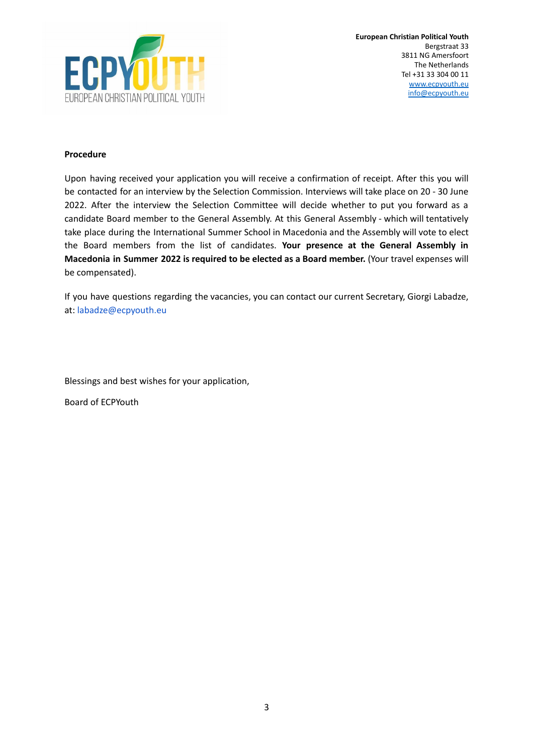**European Christian Political Youth**
Bergstraat 33
3811 NG Amersfoort
The Netherlands
Tel +31 33 304 00 11
www.ecpyouth.eu
info@ecpyouth.eu

**Procedure**

Upon having received your application you will receive a confirmation of receipt. After this you will be contacted for an interview by the Selection Commission. Interviews will take place on 20 - 30 June 2022. After the interview the Selection Committee will decide whether to put you forward as a candidate Board member to the General Assembly. At this General Assembly - which will tentatively take place during the International Summer School in Macedonia and the Assembly will vote to elect the Board members from the list of candidates. **Your presence at the General Assembly in Macedonia in Summer 2022 is required to be elected as a Board member.** (Your travel expenses will be compensated).

If you have questions regarding the vacancies, you can contact our current Secretary, Giorgi Labadze, at: labadze@ecpyouth.eu

Blessings and best wishes for your application,

Board of ECPYouth